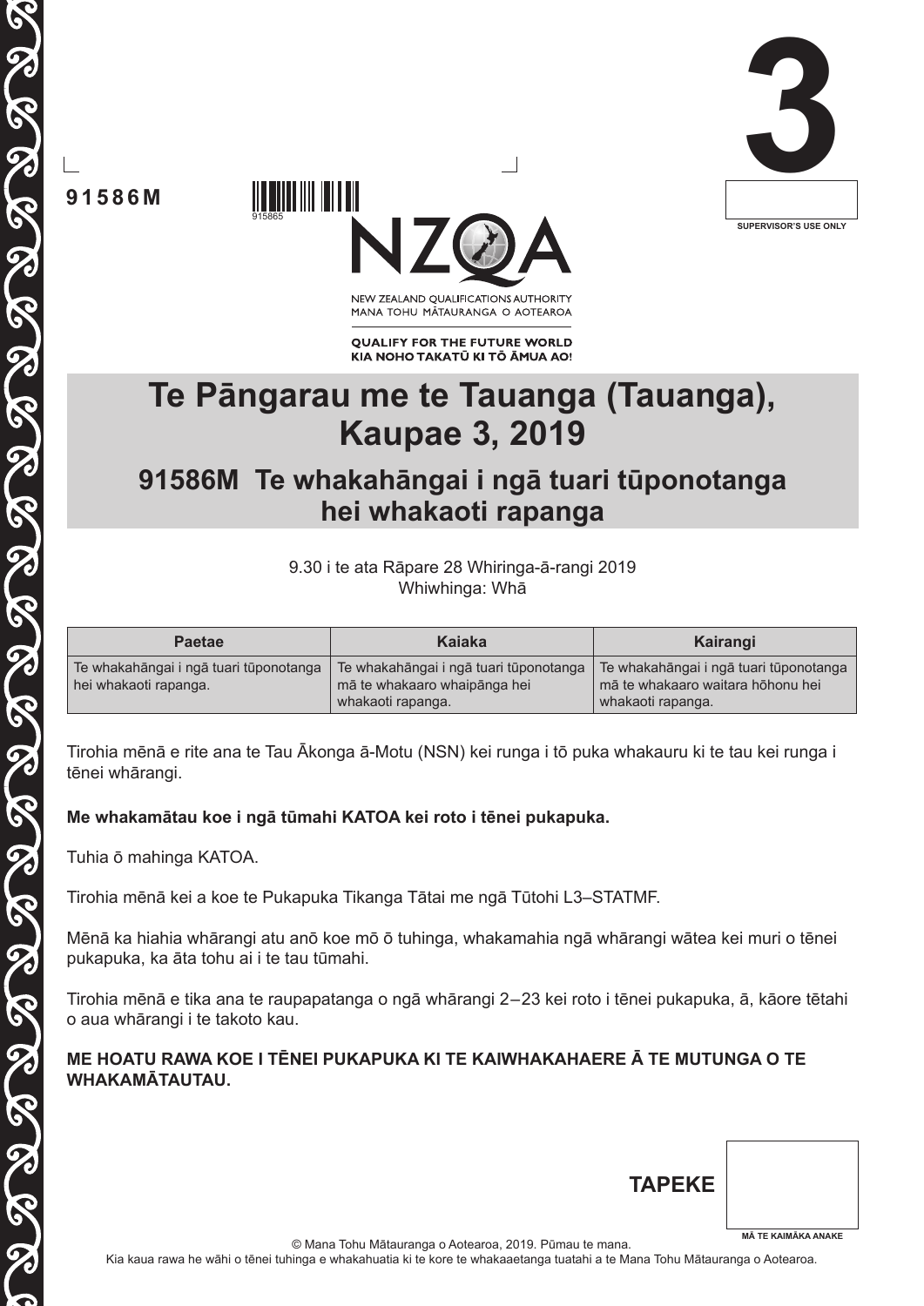**3**

SUPERVISOR'S USE ONLY

**91586M**

915865

NEW ZEALAND QUALIFICATIONS AUTHORITY
MANA TOHU MĀTAURANGA O AOTEAROA

**QUALIFY FOR THE FUTURE WORLD**
**KIA NOHO TAKATŪ KI TŌ ĀMUA AO!**

# Te Pāngarau me te Tauanga (Tauanga), Kaupae 3, 2019

## 91586M Te whakahāngai i ngā tuari tūponotanga hei whakaoti rapanga

9.30 i te ata Rāpare 28 Whiringa-ā-rangi 2019
Whiwhinga: Whā

| Paetae | Kaiaka | Kairangi |
|---|---|---|
| Te whakahāngai i ngā tuari tūponotanga hei whakaoti rapanga. | Te whakahāngai i ngā tuari tūponotanga mā te whakaaro whaipānga hei whakaoti rapanga. | Te whakahāngai i ngā tuari tūponotanga mā te whakaaro waitara hōhonu hei whakaoti rapanga. |

Tirohia mēnā e rite ana te Tau Ākonga ā-Motu (NSN) kei runga i tō puka whakauru ki te tau kei runga i tēnei whārangi.

**Me whakamātau koe i ngā tūmahi KATOA kei roto i tēnei pukapuka.**

Tuhia ō mahinga KATOA.

Tirohia mēnā kei a koe te Pukapuka Tikanga Tātai me ngā Tūtohi L3–STATMF.

Mēnā ka hiahia whārangi atu anō koe mō ō tuhinga, whakamahia ngā whārangi wātea kei muri o tēnei pukapuka, ka āta tohu ai i te tau tūmahi.

Tirohia mēnā e tika ana te raupapatanga o ngā whārangi 2–23 kei roto i tēnei pukapuka, ā, kāore tētahi o aua whārangi i te takoto kau.

**ME HOATU RAWA KOE I TĒNEI PUKAPUKA KI TE KAIWHAKAHAERE Ā TE MUTUNGA O TE WHAKAMĀTAUTAU.**

**TAPEKE**

MĀ TE KAIMĀKA ANAKE

© Mana Tohu Mātauranga o Aotearoa, 2019. Pūmau te mana.
Kia kaua rawa he wāhi o tēnei tuhinga e whakahuatia ki te kore te whakaaetanga tuatahi a te Mana Tohu Mātauranga o Aotearoa.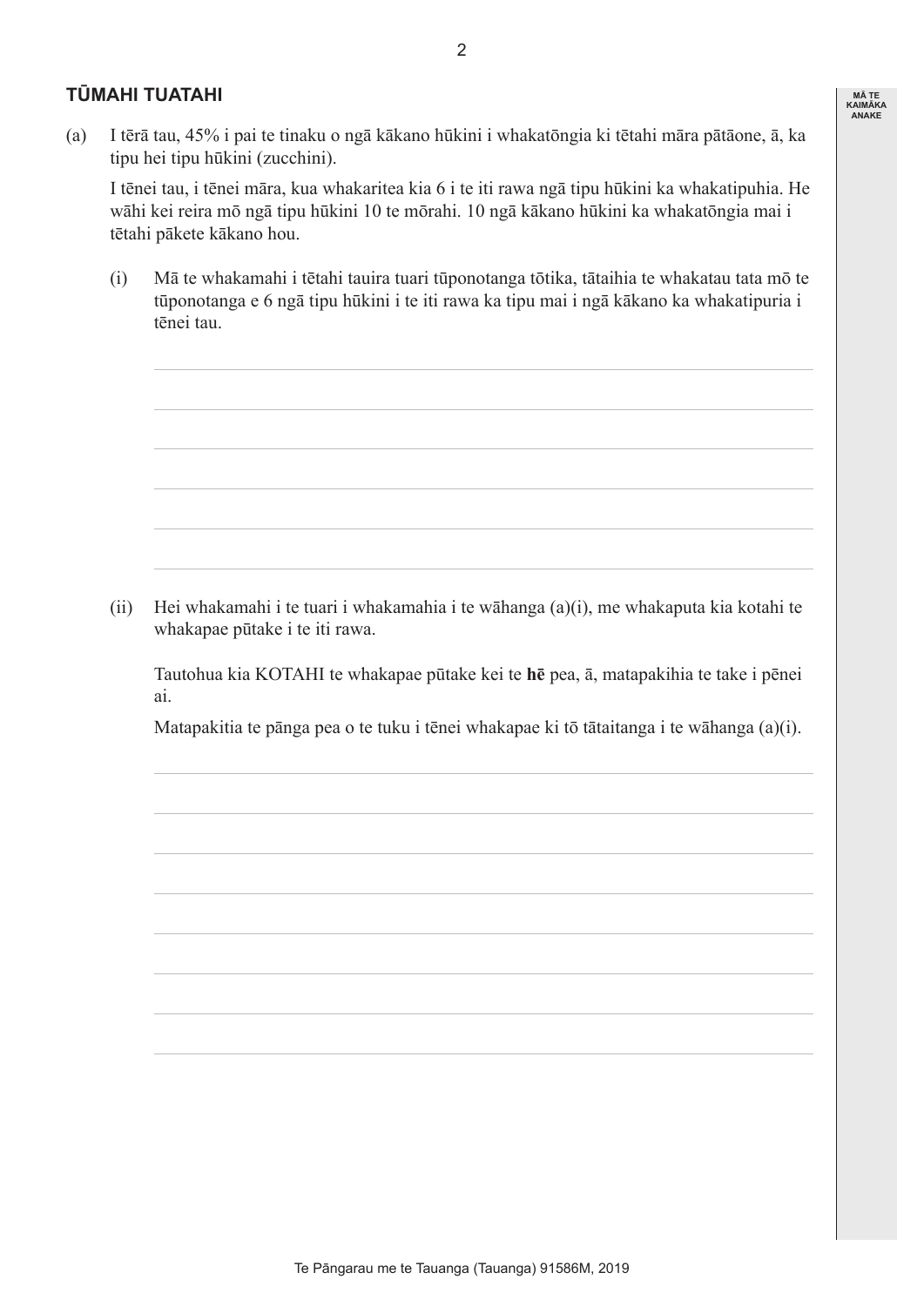## TŪMAHI TUATAHI

(a) I tērā tau, 45% i pai te tinaku o ngā kākano hūkini i whakatōngia ki tētahi māra pātāone, ā, ka tipu hei tipu hūkini (zucchini).

I tēnei tau, i tēnei māra, kua whakaritea kia 6 i te iti rawa ngā tipu hūkini ka whakatipuhia. He wāhi kei reira mō ngā tipu hūkini 10 te mōrahi. 10 ngā kākano hūkini ka whakatōngia mai i tētahi pākete kākano hou.

(i) Mā te whakamahi i tētahi tauira tuari tūponotanga tōtika, tātaihia te whakatau tata mō te tūponotanga e 6 ngā tipu hūkini i te iti rawa ka tipu mai i ngā kākano ka whakatipuria i tēnei tau.

(ii) Hei whakamahi i te tuari i whakamahia i te wāhanga (a)(i), me whakaputa kia kotahi te whakapae pūtake i te iti rawa.

Tautohua kia KOTAHI te whakapae pūtake kei te **hē** pea, ā, matapakihia te take i pēnei ai.

Matapakitia te pānga pea o te tuku i tēnei whakapae ki tō tātaitanga i te wāhanga (a)(i).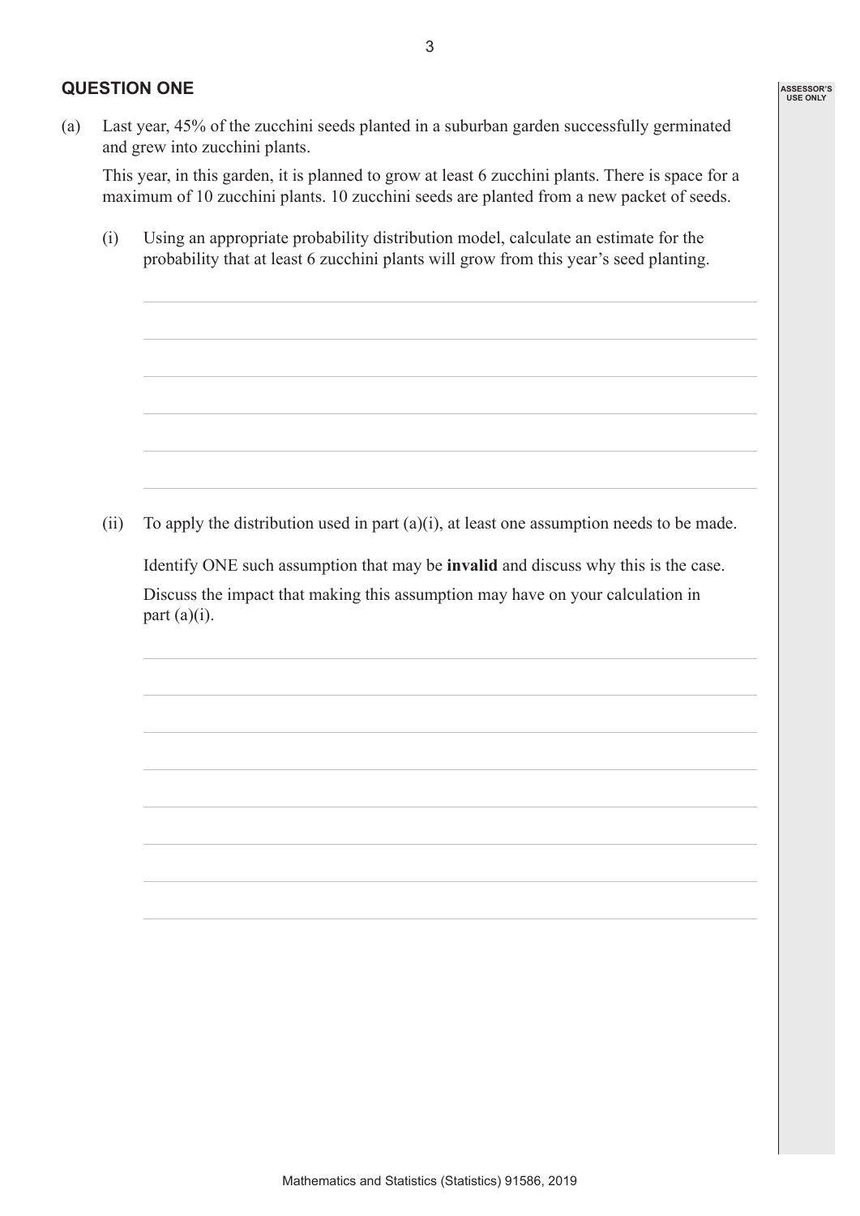## QUESTION ONE

(a) Last year, 45% of the zucchini seeds planted in a suburban garden successfully germinated and grew into zucchini plants.

This year, in this garden, it is planned to grow at least 6 zucchini plants. There is space for a maximum of 10 zucchini plants. 10 zucchini seeds are planted from a new packet of seeds.

(i) Using an appropriate probability distribution model, calculate an estimate for the probability that at least 6 zucchini plants will grow from this year's seed planting.

(ii) To apply the distribution used in part (a)(i), at least one assumption needs to be made.

Identify ONE such assumption that may be **invalid** and discuss why this is the case.

Discuss the impact that making this assumption may have on your calculation in part (a)(i).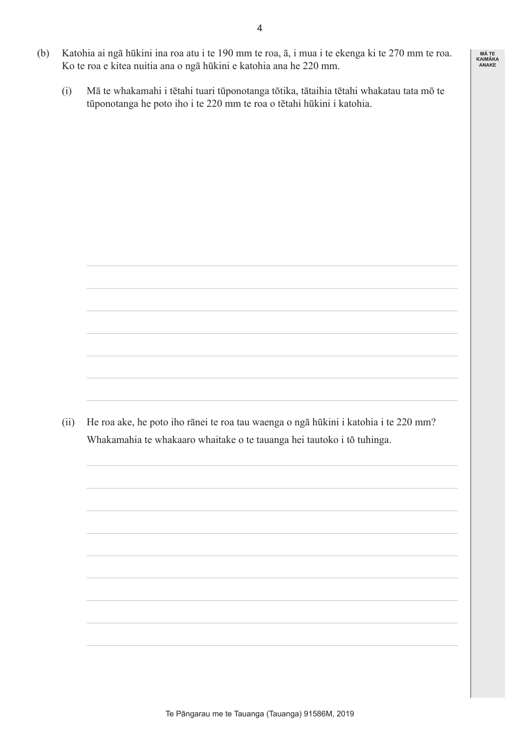(b) Katohia ai ngā hūkini ina roa atu i te 190 mm te roa, ā, i mua i te ekenga ki te 270 mm te roa. Ko te roa e kitea nuitia ana o ngā hūkini e katohia ana he 220 mm.

(i) Mā te whakamahi i tētahi tuari tūponotanga tōtika, tātaihia tētahi whakatau tata mō te tūponotanga he poto iho i te 220 mm te roa o tētahi hūkini i katohia.

(ii) He roa ake, he poto iho rānei te roa tau waenga o ngā hūkini i katohia i te 220 mm?

Whakamahia te whakaaro whaitake o te tauanga hei tautoko i tō tuhinga.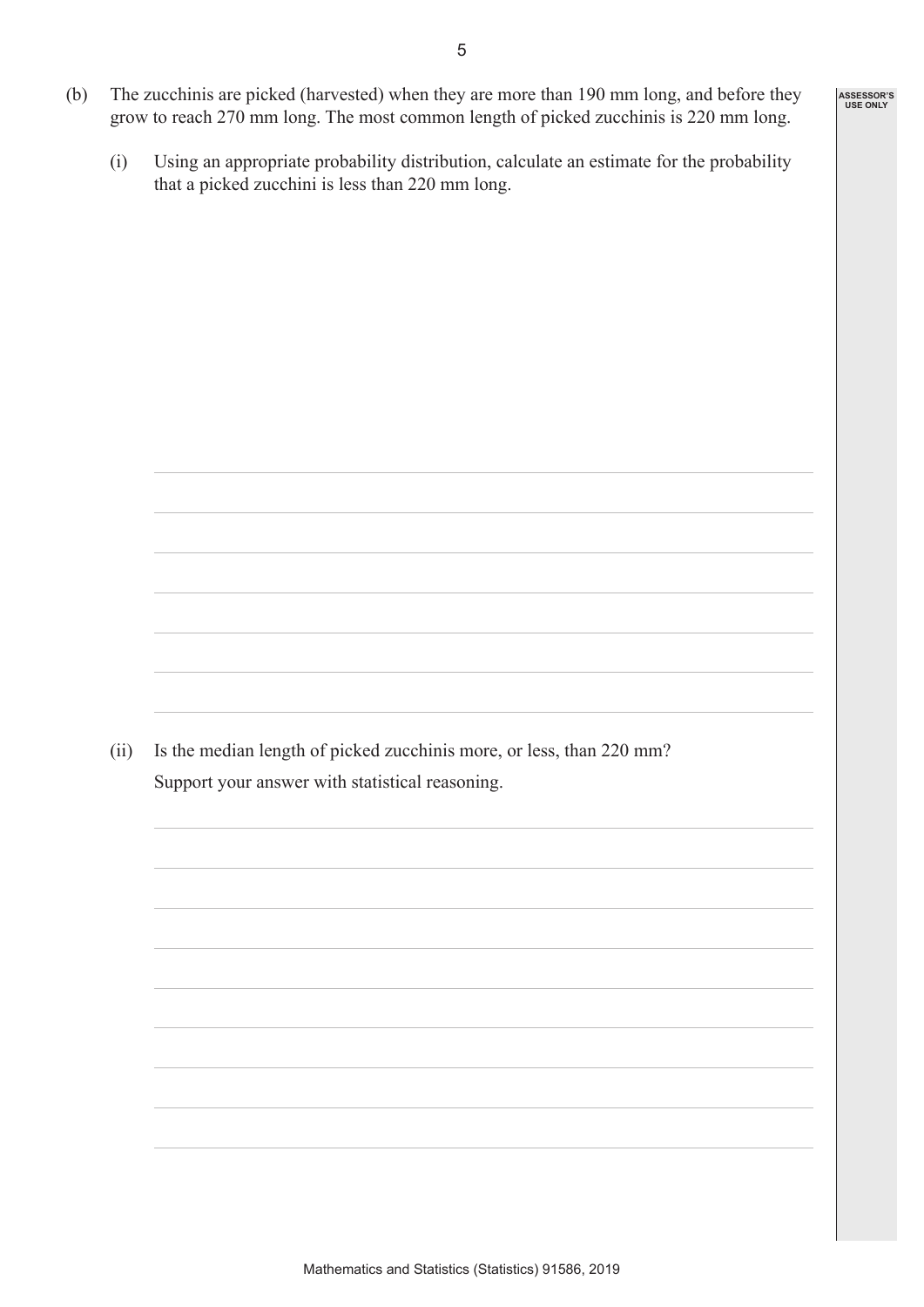(b) The zucchinis are picked (harvested) when they are more than 190 mm long, and before they grow to reach 270 mm long. The most common length of picked zucchinis is 220 mm long.

(i) Using an appropriate probability distribution, calculate an estimate for the probability that a picked zucchini is less than 220 mm long.

(ii) Is the median length of picked zucchinis more, or less, than 220 mm?

Support your answer with statistical reasoning.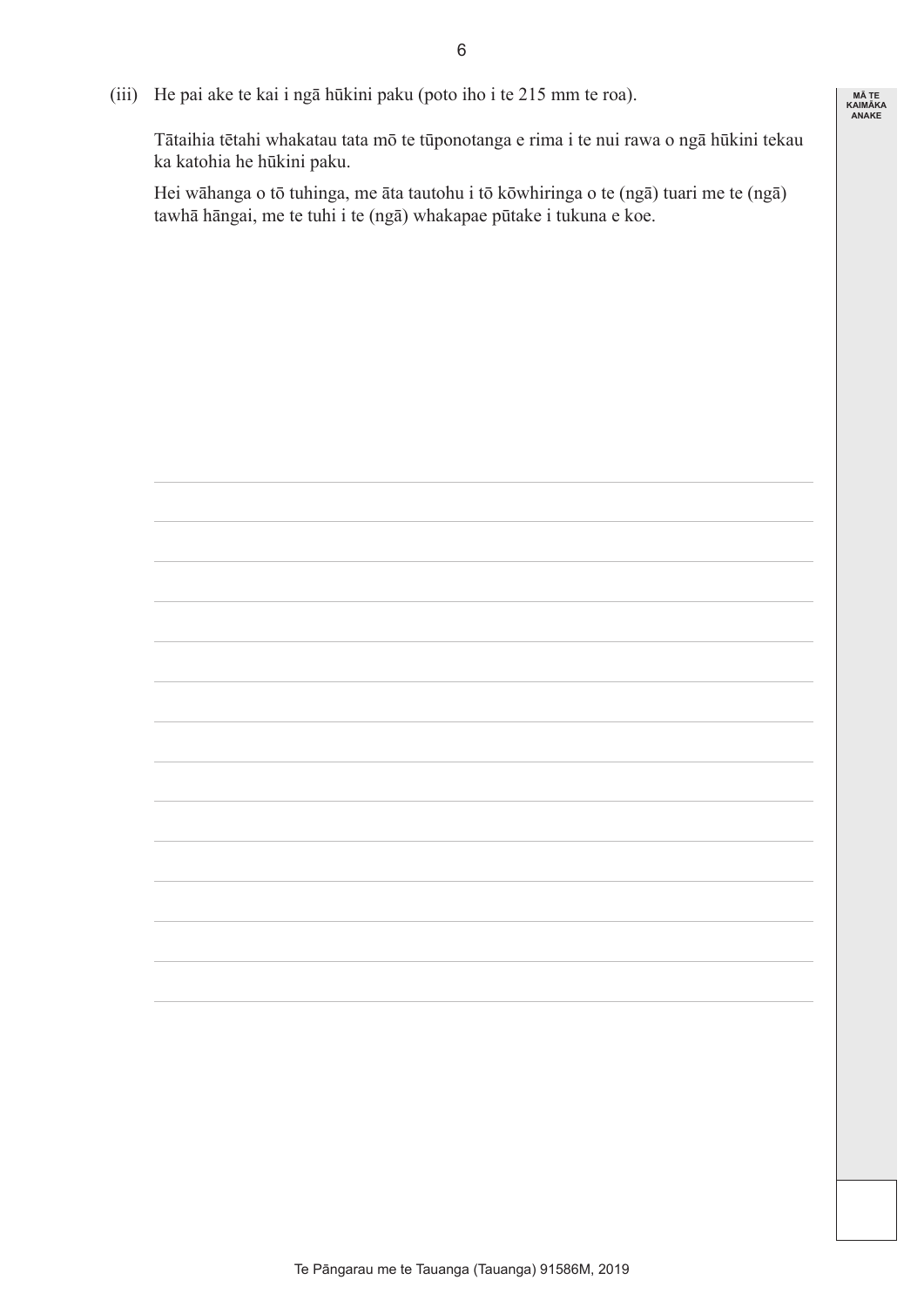(iii) He pai ake te kai i ngā hūkini paku (poto iho i te 215 mm te roa).

Tātaihia tētahi whakatau tata mō te tūponotanga e rima i te nui rawa o ngā hūkini tekau ka katohia he hūkini paku.

Hei wāhanga o tō tuhinga, me āta tautohu i tō kōwhiringa o te (ngā) tuari me te (ngā) tawhā hāngai, me te tuhi i te (ngā) whakapae pūtake i tukuna e koe.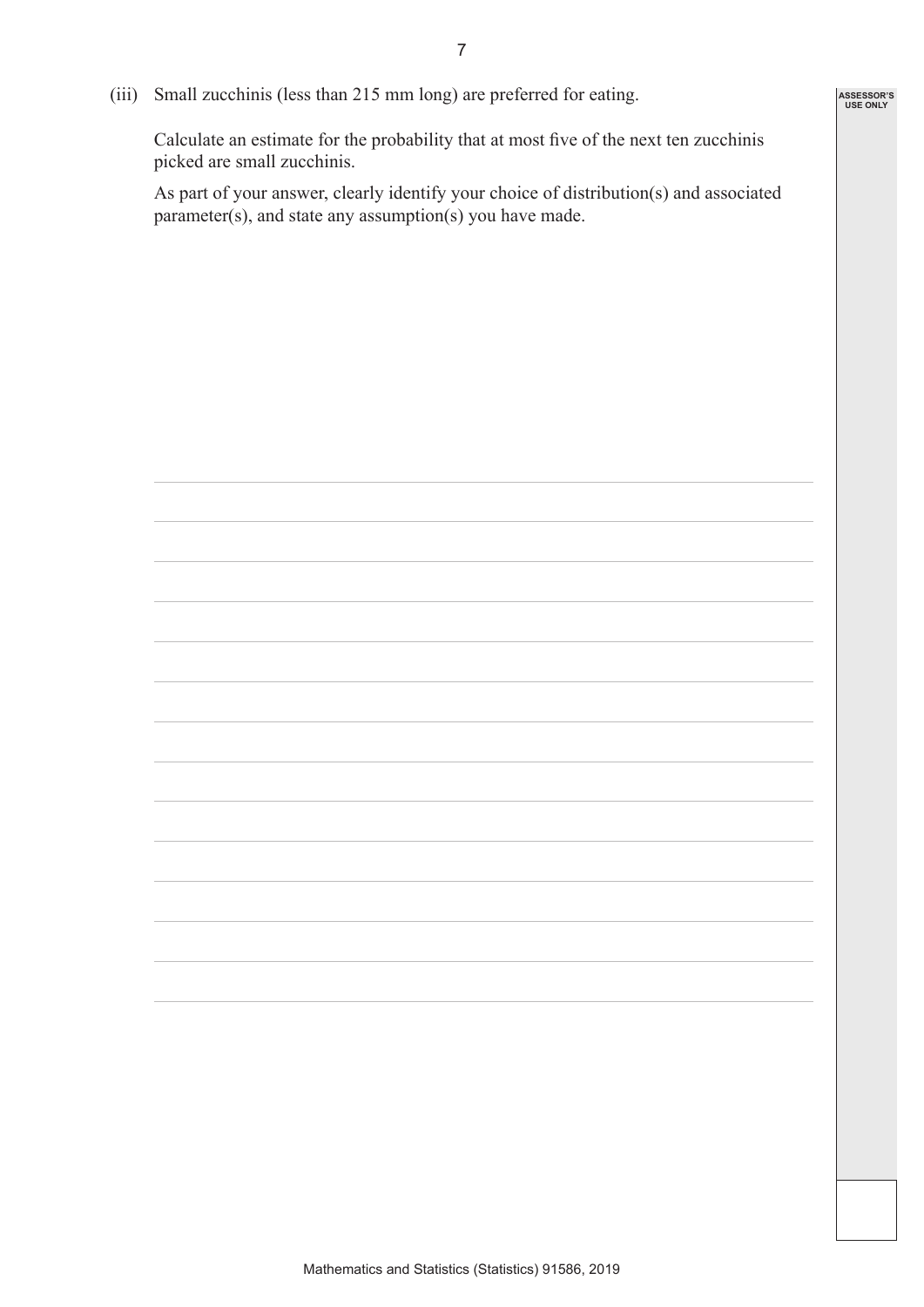(iii) Small zucchinis (less than 215 mm long) are preferred for eating.

Calculate an estimate for the probability that at most five of the next ten zucchinis picked are small zucchinis.

As part of your answer, clearly identify your choice of distribution(s) and associated parameter(s), and state any assumption(s) you have made.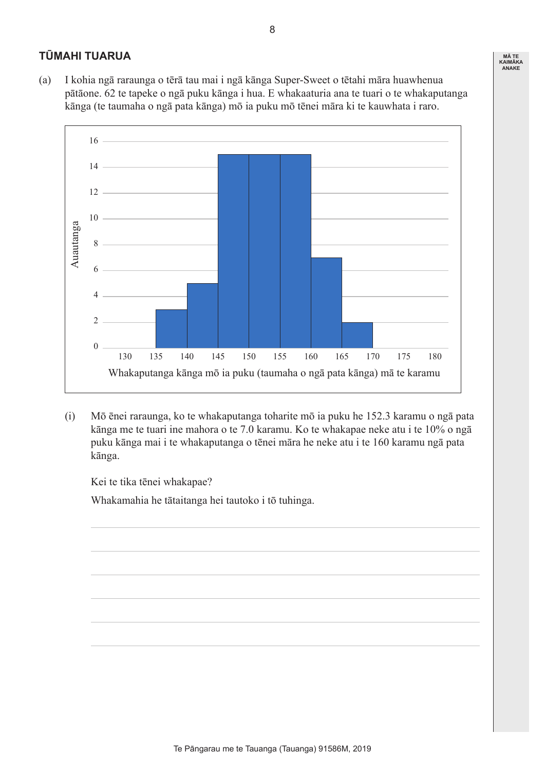## TŪMAHI TUARUA

(a) I kohia ngā raraunga o tērā tau mai i ngā kānga Super-Sweet o tētahi māra huawhenua pātāone. 62 te tapeke o ngā puku kānga i hua. E whakaaturia ana te tuari o te whakaputanga kānga (te taumaha o ngā pata kānga) mō ia puku mō tēnei māra ki te kauwhata i raro.

| Whakaputanga kānga mō ia puku (taumaha o ngā pata kānga) mā te karamu | Auautanga |
|---|---|
| 135 – 140 | 3 |
| 140 – 145 | 5 |
| 145 – 150 | 15 |
| 150 – 155 | 15 |
| 155 – 160 | 15 |
| 160 – 165 | 7 |
| 165 – 170 | 2 |

(i) Mō ēnei raraunga, ko te whakaputanga toharite mō ia puku he 152.3 karamu o ngā pata kānga me te tuari ine mahora o te 7.0 karamu. Ko te whakapae neke atu i te 10% o ngā puku kānga mai i te whakaputanga o tēnei māra he neke atu i te 160 karamu ngā pata kānga.

Kei te tika tēnei whakapae?

Whakamahia he tātaitanga hei tautoko i tō tuhinga.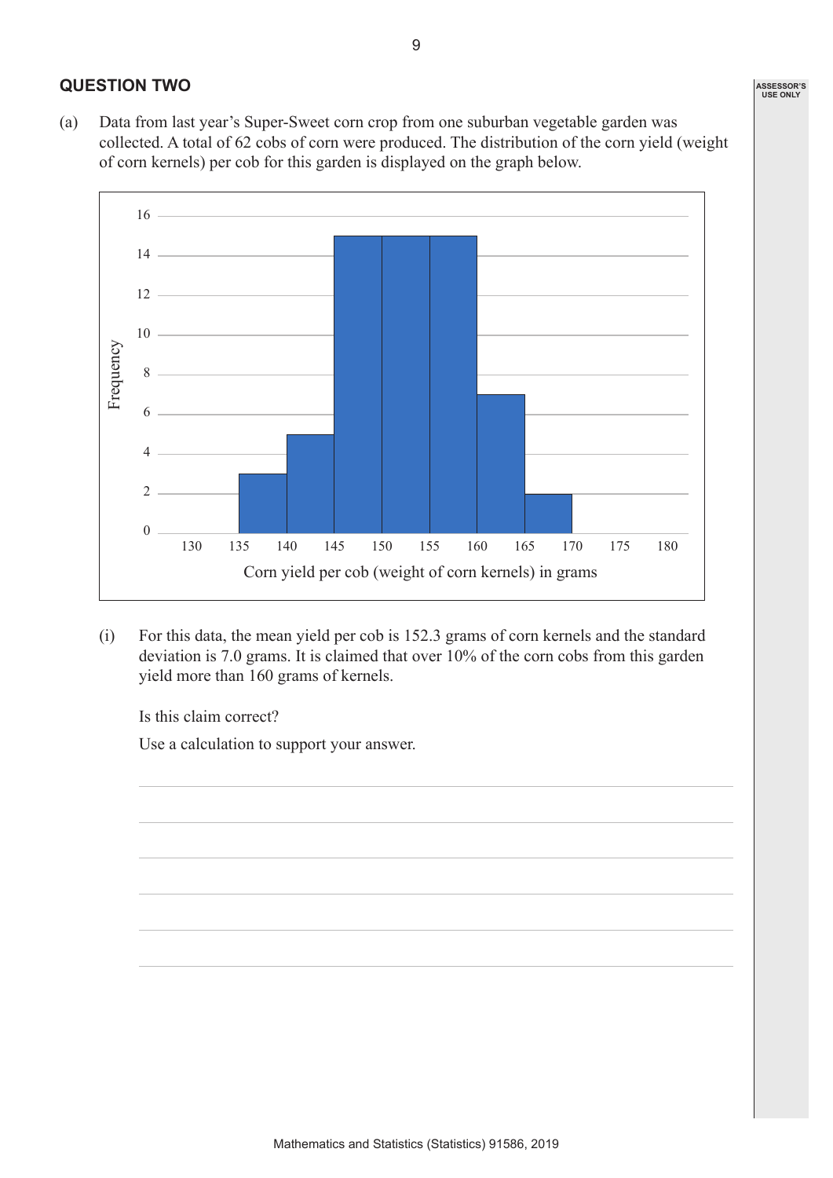## QUESTION TWO

(a) Data from last year's Super-Sweet corn crop from one suburban vegetable garden was collected. A total of 62 cobs of corn were produced. The distribution of the corn yield (weight of corn kernels) per cob for this garden is displayed on the graph below.

(i) For this data, the mean yield per cob is 152.3 grams of corn kernels and the standard deviation is 7.0 grams. It is claimed that over 10% of the corn cobs from this garden yield more than 160 grams of kernels.

Is this claim correct?

Use a calculation to support your answer.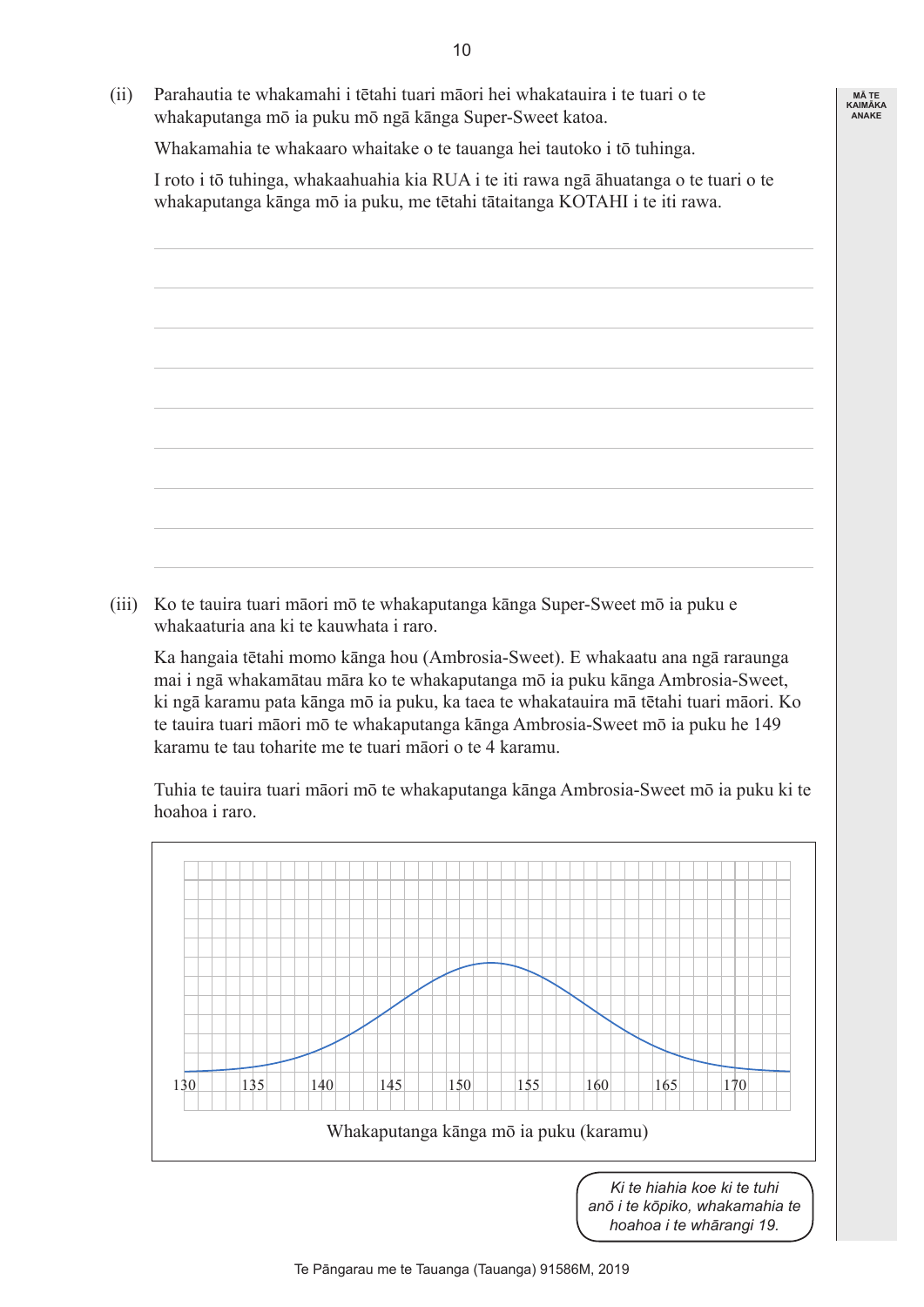(ii) Parahautia te whakamahi i tētahi tuari māori hei whakatauira i te tuari o te whakaputanga mō ia puku mō ngā kānga Super-Sweet katoa.

Whakamahia te whakaaro whaitake o te tauanga hei tautoko i tō tuhinga.

I roto i tō tuhinga, whakaahuahia kia RUA i te iti rawa ngā āhuatanga o te tuari o te whakaputanga kānga mō ia puku, me tētahi tātaitanga KOTAHI i te iti rawa.

(iii) Ko te tauira tuari māori mō te whakaputanga kānga Super-Sweet mō ia puku e whakaaturia ana ki te kauwhata i raro.

Ka hangaia tētahi momo kānga hou (Ambrosia-Sweet). E whakaatu ana ngā raraunga mai i ngā whakamātau māra ko te whakaputanga mō ia puku kānga Ambrosia-Sweet, ki ngā karamu pata kānga mō ia puku, ka taea te whakatauira mā tētahi tuari māori. Ko te tauira tuari māori mō te whakaputanga kānga Ambrosia-Sweet mō ia puku he 149 karamu te tau toharite me te tuari māori o te 4 karamu.

Tuhia te tauira tuari māori mō te whakaputanga kānga Ambrosia-Sweet mō ia puku ki te hoahoa i raro.

Whakaputanga kānga mō ia puku (karamu)

*Ki te hiahia koe ki te tuhi anō i te kōpiko, whakamahia te hoahoa i te whārangi 19.*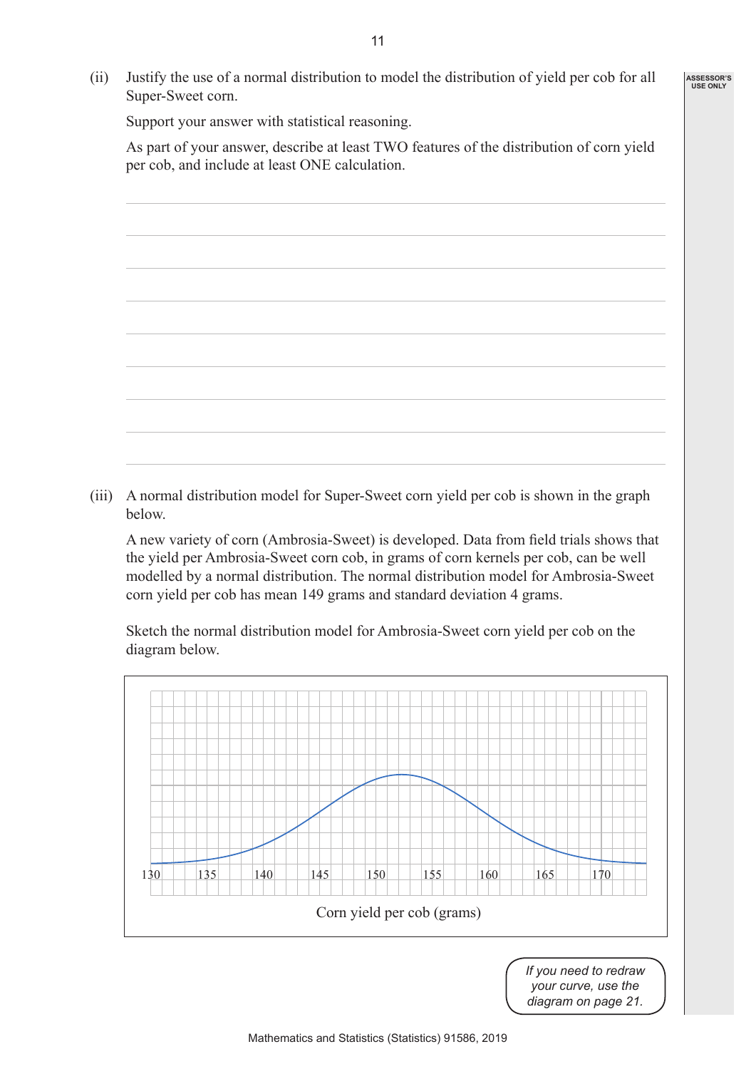(ii) Justify the use of a normal distribution to model the distribution of yield per cob for all Super-Sweet corn.

Support your answer with statistical reasoning.

As part of your answer, describe at least TWO features of the distribution of corn yield per cob, and include at least ONE calculation.

(iii) A normal distribution model for Super-Sweet corn yield per cob is shown in the graph below.

A new variety of corn (Ambrosia-Sweet) is developed. Data from field trials shows that the yield per Ambrosia-Sweet corn cob, in grams of corn kernels per cob, can be well modelled by a normal distribution. The normal distribution model for Ambrosia-Sweet corn yield per cob has mean 149 grams and standard deviation 4 grams.

Sketch the normal distribution model for Ambrosia-Sweet corn yield per cob on the diagram below.

130 135 140 145 150 155 160 165 170

Corn yield per cob (grams)

*If you need to redraw your curve, use the diagram on page 21.*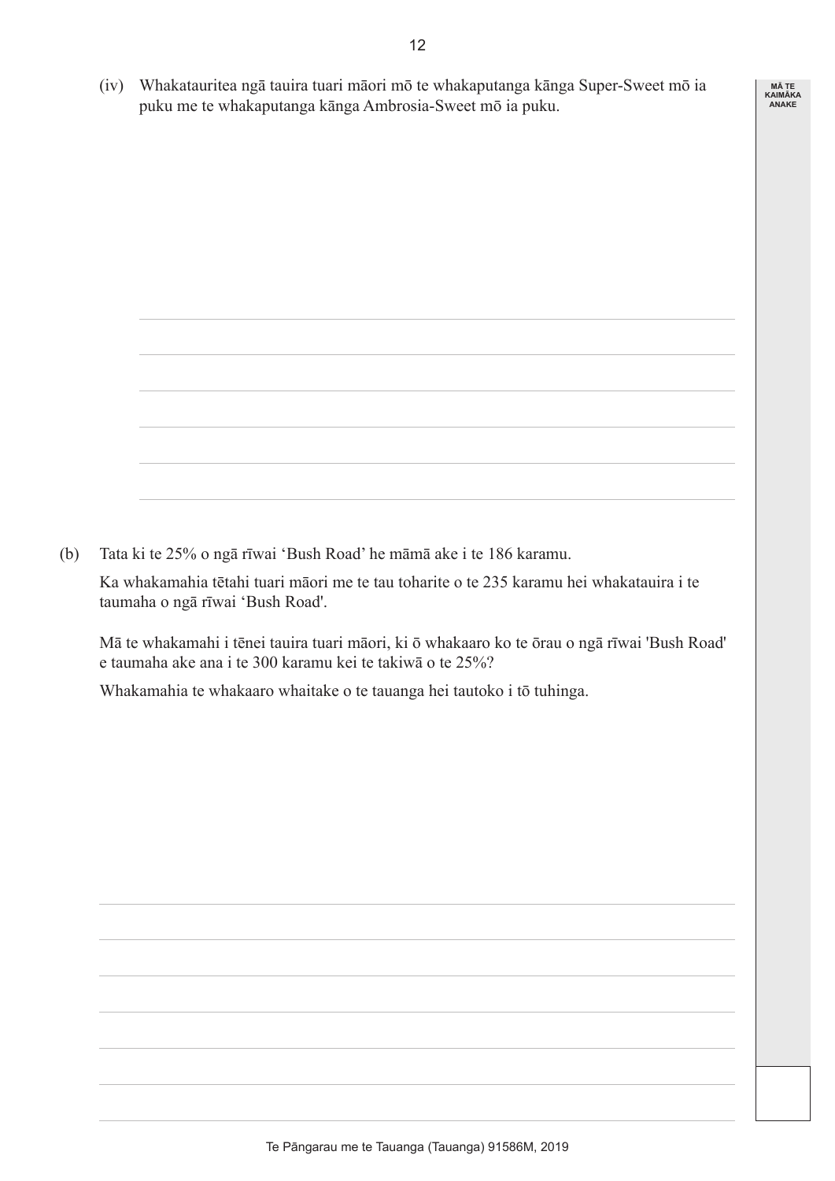(iv) Whakatauritea ngā tauira tuari māori mō te whakaputanga kānga Super-Sweet mō ia puku me te whakaputanga kānga Ambrosia-Sweet mō ia puku.

(b) Tata ki te 25% o ngā rīwai 'Bush Road' he māmā ake i te 186 karamu.

Ka whakamahia tētahi tuari māori me te tau toharite o te 235 karamu hei whakatauira i te taumaha o ngā rīwai 'Bush Road'.

Mā te whakamahi i tēnei tauira tuari māori, ki ō whakaaro ko te ōrau o ngā rīwai 'Bush Road' e taumaha ake ana i te 300 karamu kei te takiwā o te 25%?

Whakamahia te whakaaro whaitake o te tauanga hei tautoko i tō tuhinga.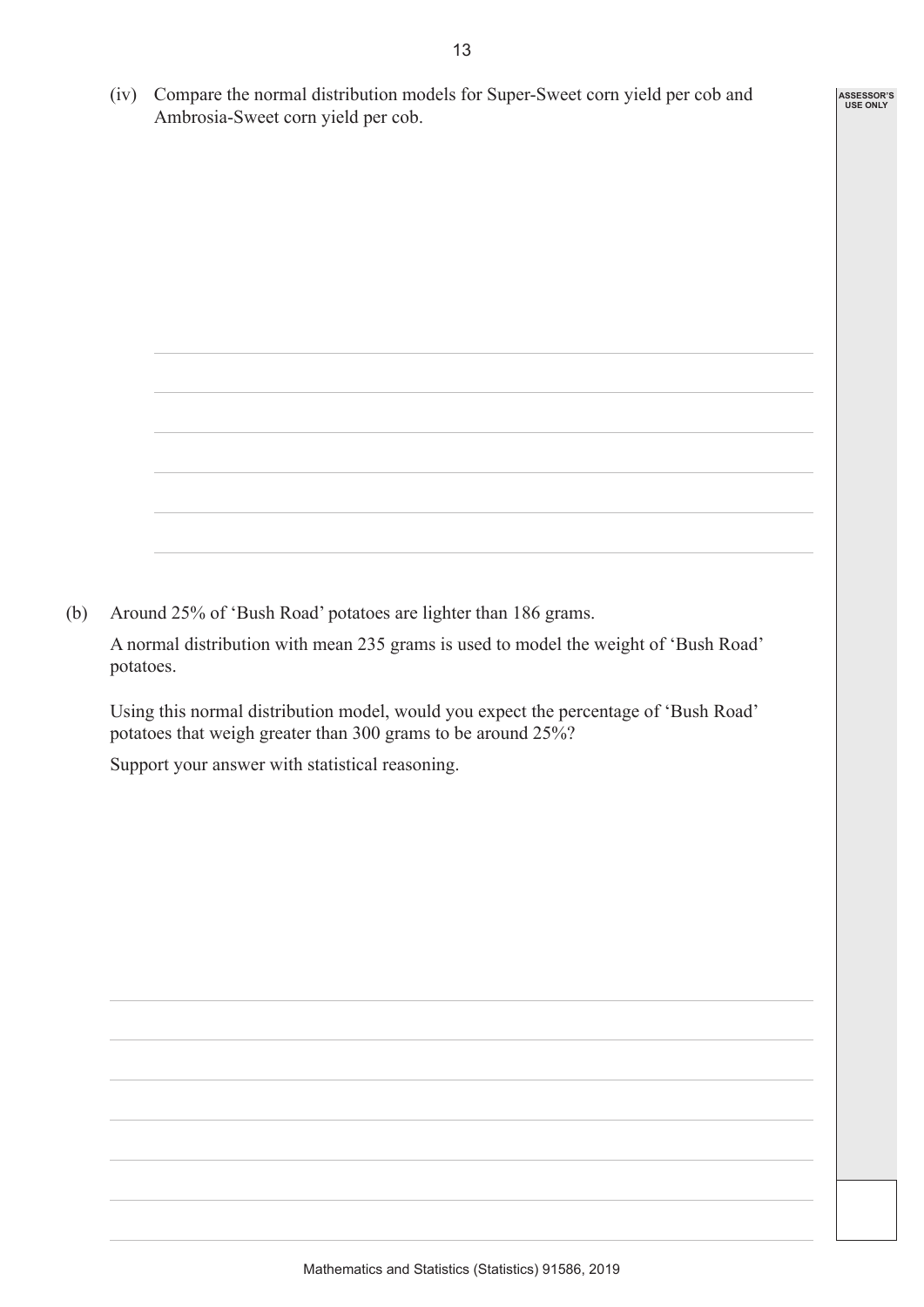(iv) Compare the normal distribution models for Super-Sweet corn yield per cob and Ambrosia-Sweet corn yield per cob.

(b) Around 25% of 'Bush Road' potatoes are lighter than 186 grams.

A normal distribution with mean 235 grams is used to model the weight of 'Bush Road' potatoes.

Using this normal distribution model, would you expect the percentage of 'Bush Road' potatoes that weigh greater than 300 grams to be around 25%?

Support your answer with statistical reasoning.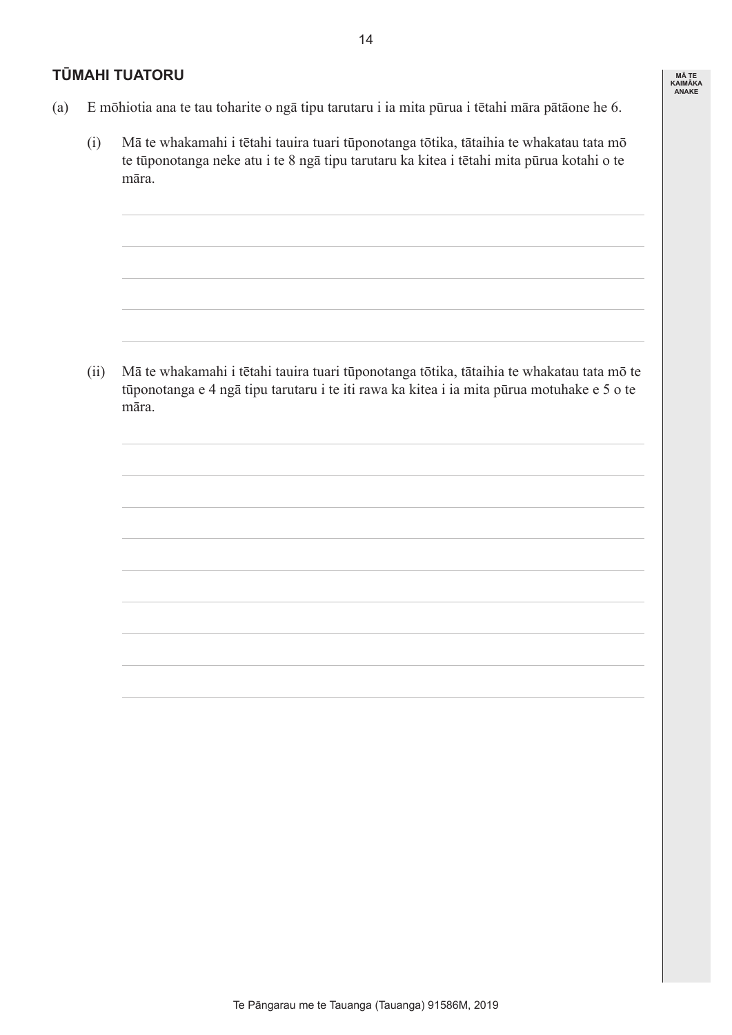## TŪMAHI TUATORU

(a) E mōhiotia ana te tau toharite o ngā tipu tarutaru i ia mita pūrua i tētahi māra pātāone he 6.

(i) Mā te whakamahi i tētahi tauira tuari tūponotanga tōtika, tātaihia te whakatau tata mō te tūponotanga neke atu i te 8 ngā tipu tarutaru ka kitea i tētahi mita pūrua kotahi o te māra.

(ii) Mā te whakamahi i tētahi tauira tuari tūponotanga tōtika, tātaihia te whakatau tata mō te tūponotanga e 4 ngā tipu tarutaru i te iti rawa ka kitea i ia mita pūrua motuhake e 5 o te māra.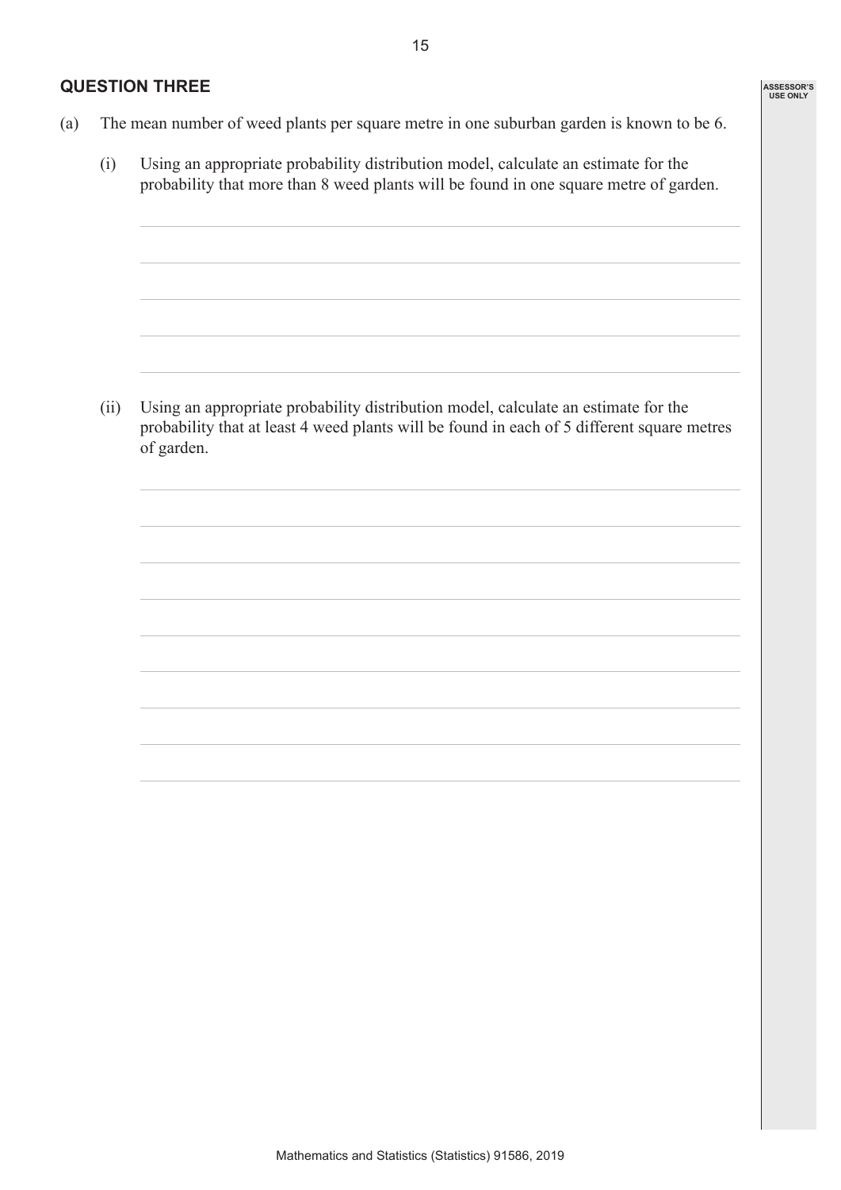## QUESTION THREE

(a) The mean number of weed plants per square metre in one suburban garden is known to be 6.

(i) Using an appropriate probability distribution model, calculate an estimate for the probability that more than 8 weed plants will be found in one square metre of garden.

(ii) Using an appropriate probability distribution model, calculate an estimate for the probability that at least 4 weed plants will be found in each of 5 different square metres of garden.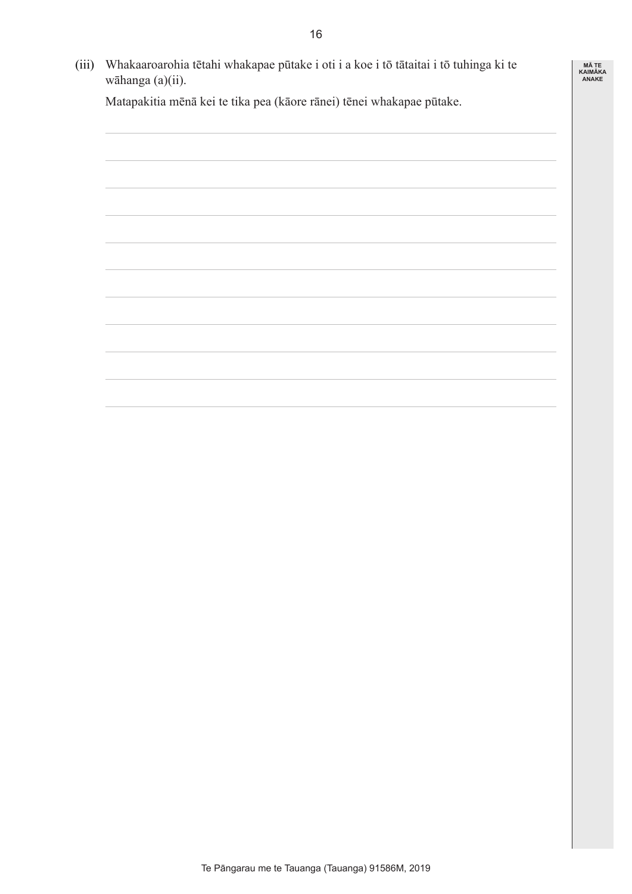(iii) Whakaaroarohia tētahi whakapae pūtake i oti i a koe i tō tātaitai i tō tuhinga ki te wāhanga (a)(ii).

Matapakitia mēnā kei te tika pea (kāore rānei) tēnei whakapae pūtake.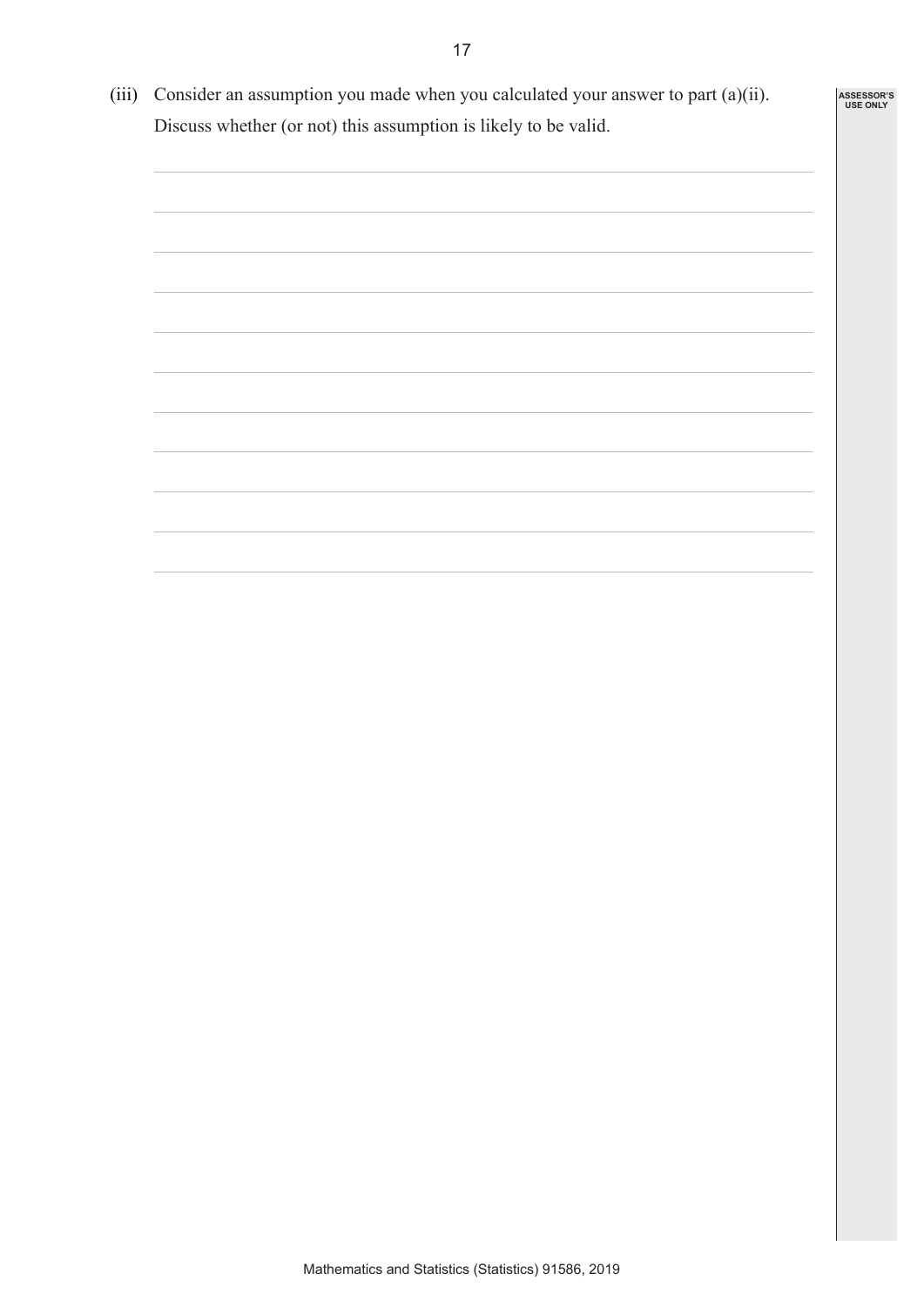(iii) Consider an assumption you made when you calculated your answer to part (a)(ii). Discuss whether (or not) this assumption is likely to be valid.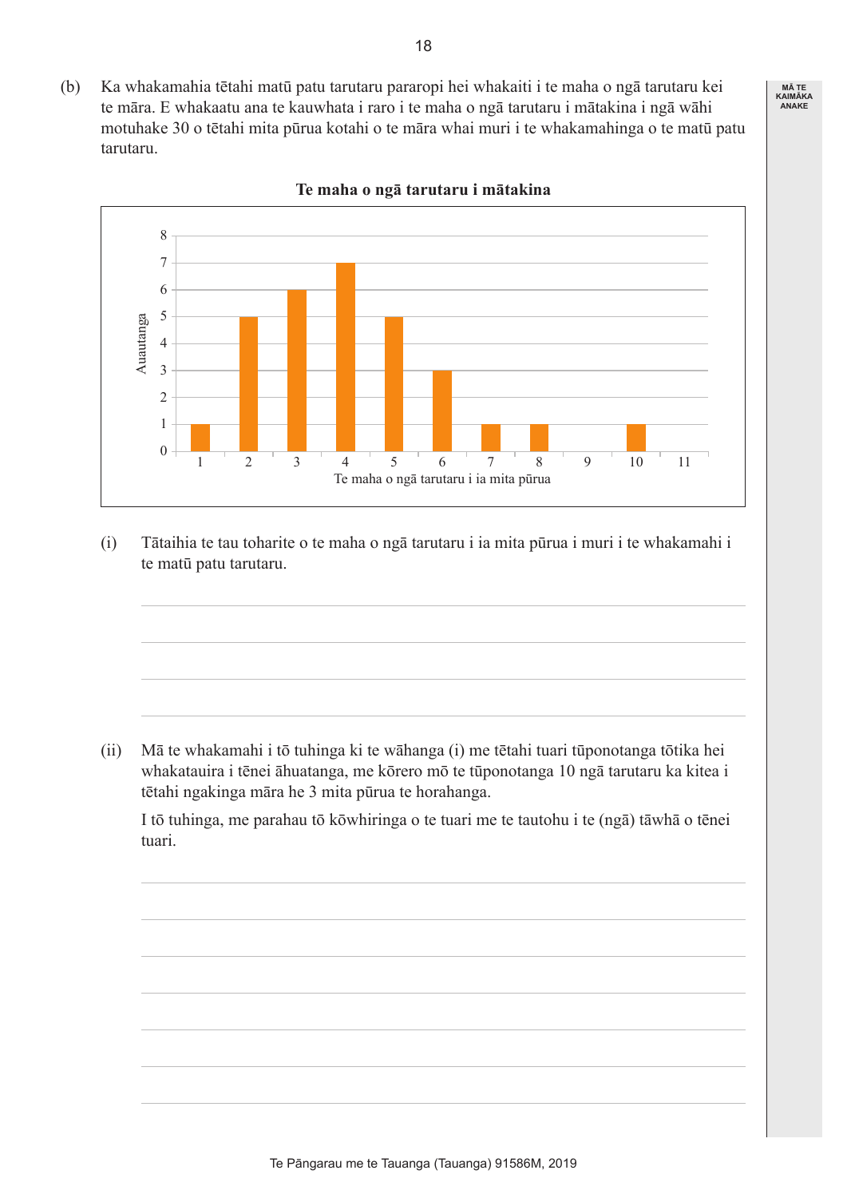(b) Ka whakamahia tētahi matū patu tarutaru pararopi hei whakaiti i te maha o ngā tarutaru kei te māra. E whakaatu ana te kauwhata i raro i te maha o ngā tarutaru i mātakina i ngā wāhi motuhake 30 o tētahi mita pūrua kotahi o te māra whai muri i te whakamahinga o te matū patu tarutaru.

**Te maha o ngā tarutaru i mātakina**

| Te maha o ngā tarutaru i ia mita pūrua | 1 | 2 | 3 | 4 | 5 | 6 | 7 | 8 | 9 | 10 | 11 |
|---|---|---|---|---|---|---|---|---|---|---|---|
| Auautanga | 1 | 5 | 6 | 7 | 5 | 3 | 1 | 1 | 0 | 1 | 0 |

(i) Tātaihia te tau toharite o te maha o ngā tarutaru i ia mita pūrua i muri i te whakamahi i te matū patu tarutaru.

(ii) Mā te whakamahi i tō tuhinga ki te wāhanga (i) me tētahi tuari tūponotanga tōtika hei whakatauira i tēnei āhuatanga, me kōrero mō te tūponotanga 10 ngā tarutaru ka kitea i tētahi ngakinga māra he 3 mita pūrua te horahanga.

I tō tuhinga, me parahau tō kōwhiringa o te tuari me te tautohu i te (ngā) tāwhā o tēnei tuari.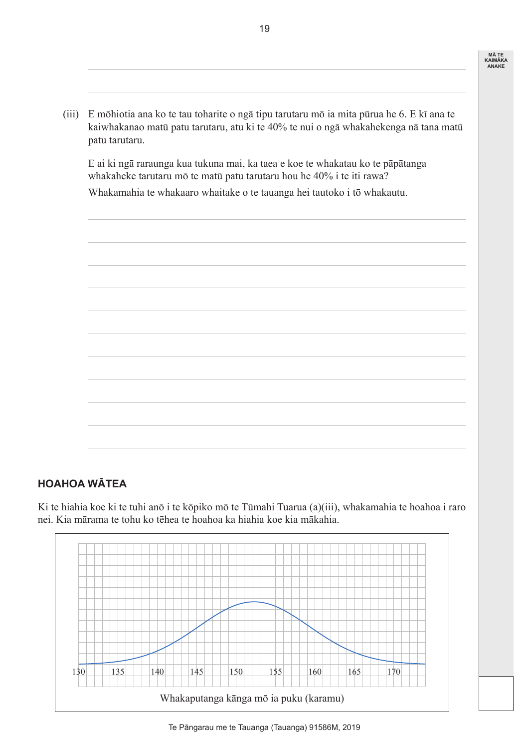(iii) E mōhiotia ana ko te tau toharite o ngā tipu tarutaru mō ia mita pūrua he 6. E kī ana te kaiwhakanao matū patu tarutaru, atu ki te 40% te nui o ngā whakahekenga nā tana matū patu tarutaru.

E ai ki ngā raraunga kua tukuna mai, ka taea e koe te whakatau ko te pāpātanga whakaheke tarutaru mō te matū patu tarutaru hou he 40% i te iti rawa?

Whakamahia te whakaaro whaitake o te tauanga hei tautoko i tō whakautu.

## HOAHOA WĀTEA

Ki te hiahia koe ki te tuhi anō i te kōpiko mō te Tūmahi Tuarua (a)(iii), whakamahia te hoahoa i raro nei. Kia mārama te tohu ko tēhea te hoahoa ka hiahia koe kia mākahia.

130 135 140 145 150 155 160 165 170

Whakaputanga kānga mō ia puku (karamu)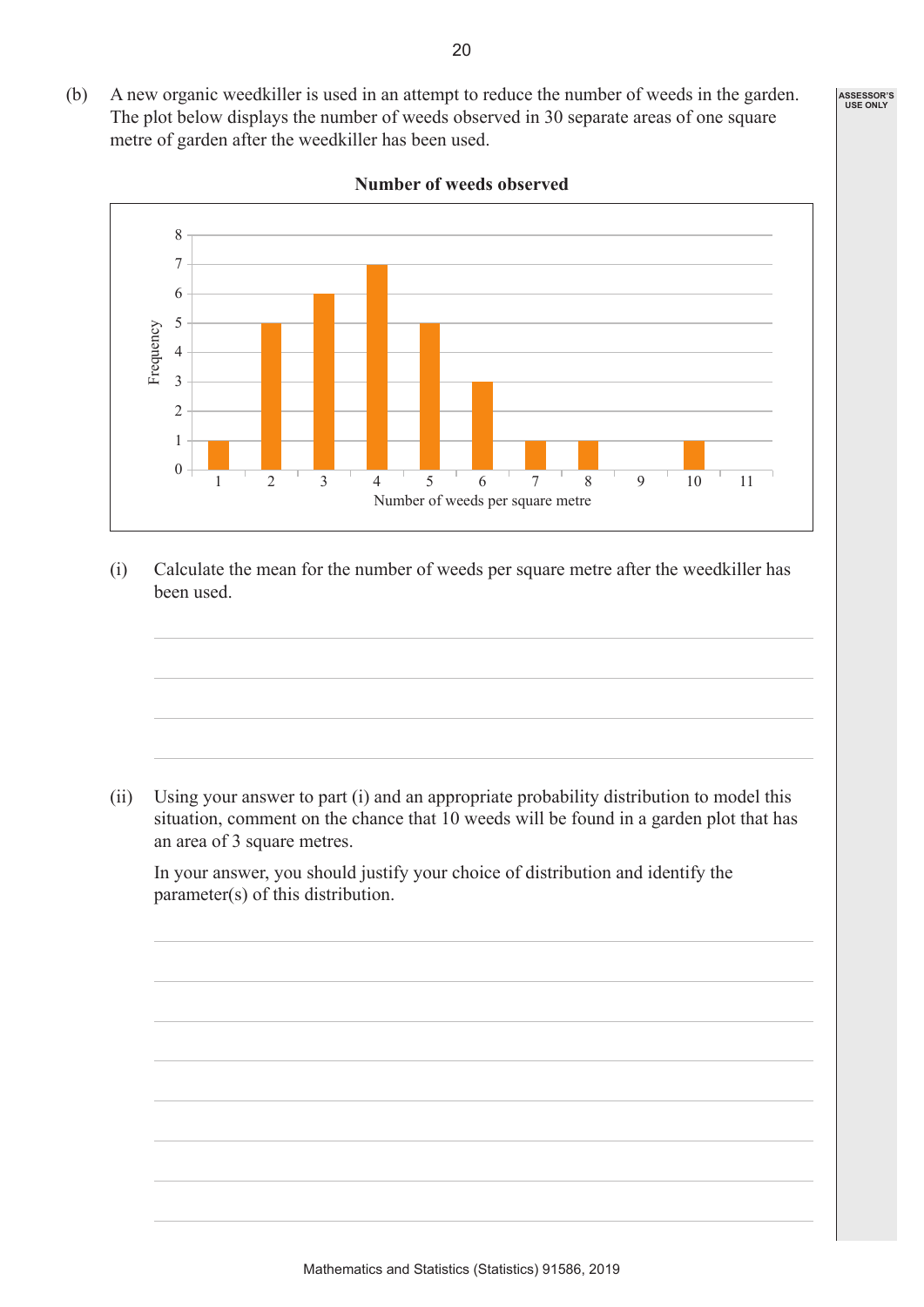(b) A new organic weedkiller is used in an attempt to reduce the number of weeds in the garden. The plot below displays the number of weeds observed in 30 separate areas of one square metre of garden after the weedkiller has been used.

**Number of weeds observed**

| Number of weeds per square metre | 1 | 2 | 3 | 4 | 5 | 6 | 7 | 8 | 9 | 10 | 11 |
|---|---|---|---|---|---|---|---|---|---|---|---|
| Frequency | 1 | 5 | 6 | 7 | 5 | 3 | 1 | 1 | 0 | 1 | 0 |

(i) Calculate the mean for the number of weeds per square metre after the weedkiller has been used.

(ii) Using your answer to part (i) and an appropriate probability distribution to model this situation, comment on the chance that 10 weeds will be found in a garden plot that has an area of 3 square metres.

In your answer, you should justify your choice of distribution and identify the parameter(s) of this distribution.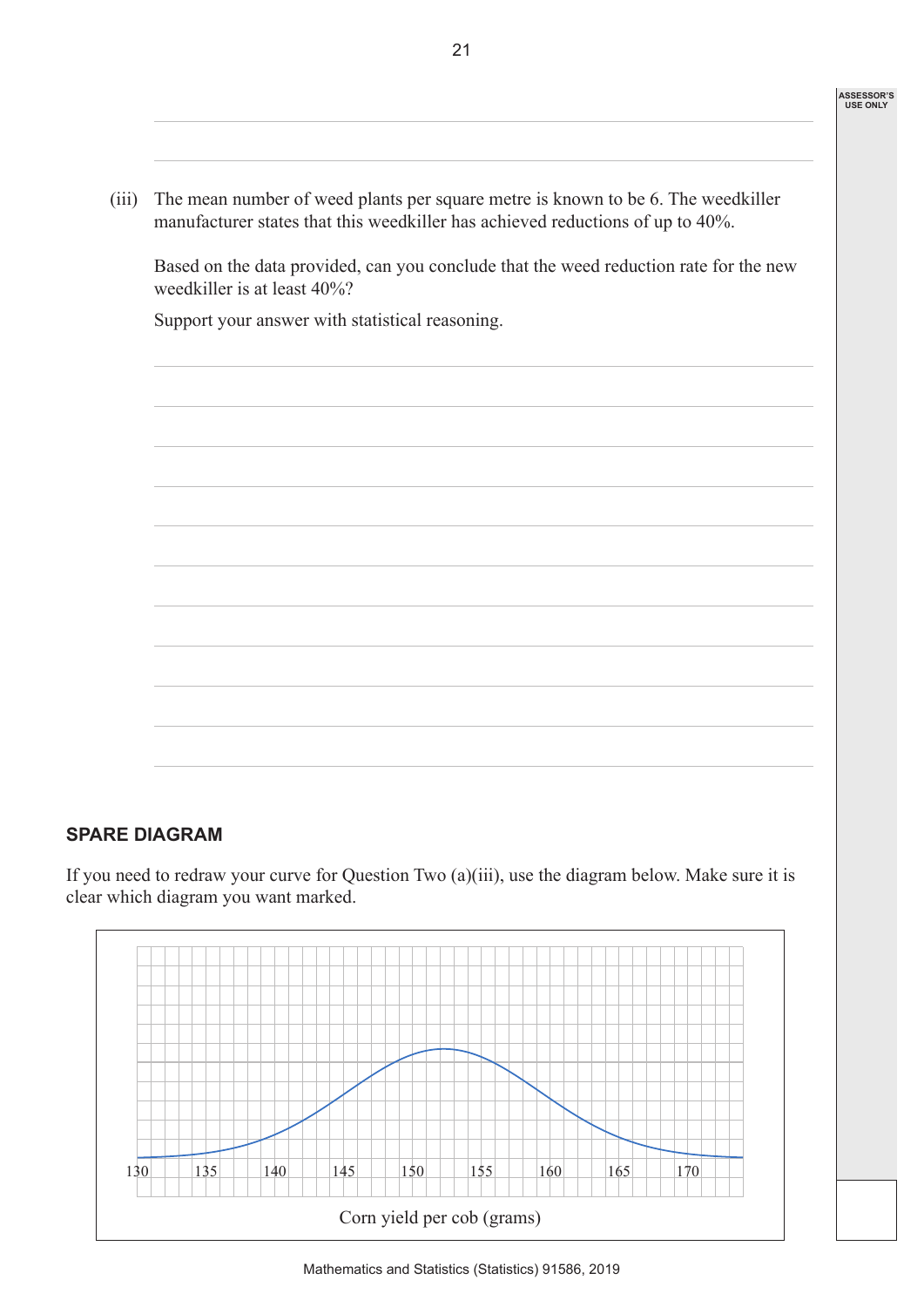(iii) The mean number of weed plants per square metre is known to be 6. The weedkiller manufacturer states that this weedkiller has achieved reductions of up to 40%.

Based on the data provided, can you conclude that the weed reduction rate for the new weedkiller is at least 40%?

Support your answer with statistical reasoning.

## SPARE DIAGRAM

If you need to redraw your curve for Question Two (a)(iii), use the diagram below. Make sure it is clear which diagram you want marked.

130 135 140 145 150 155 160 165 170

Corn yield per cob (grams)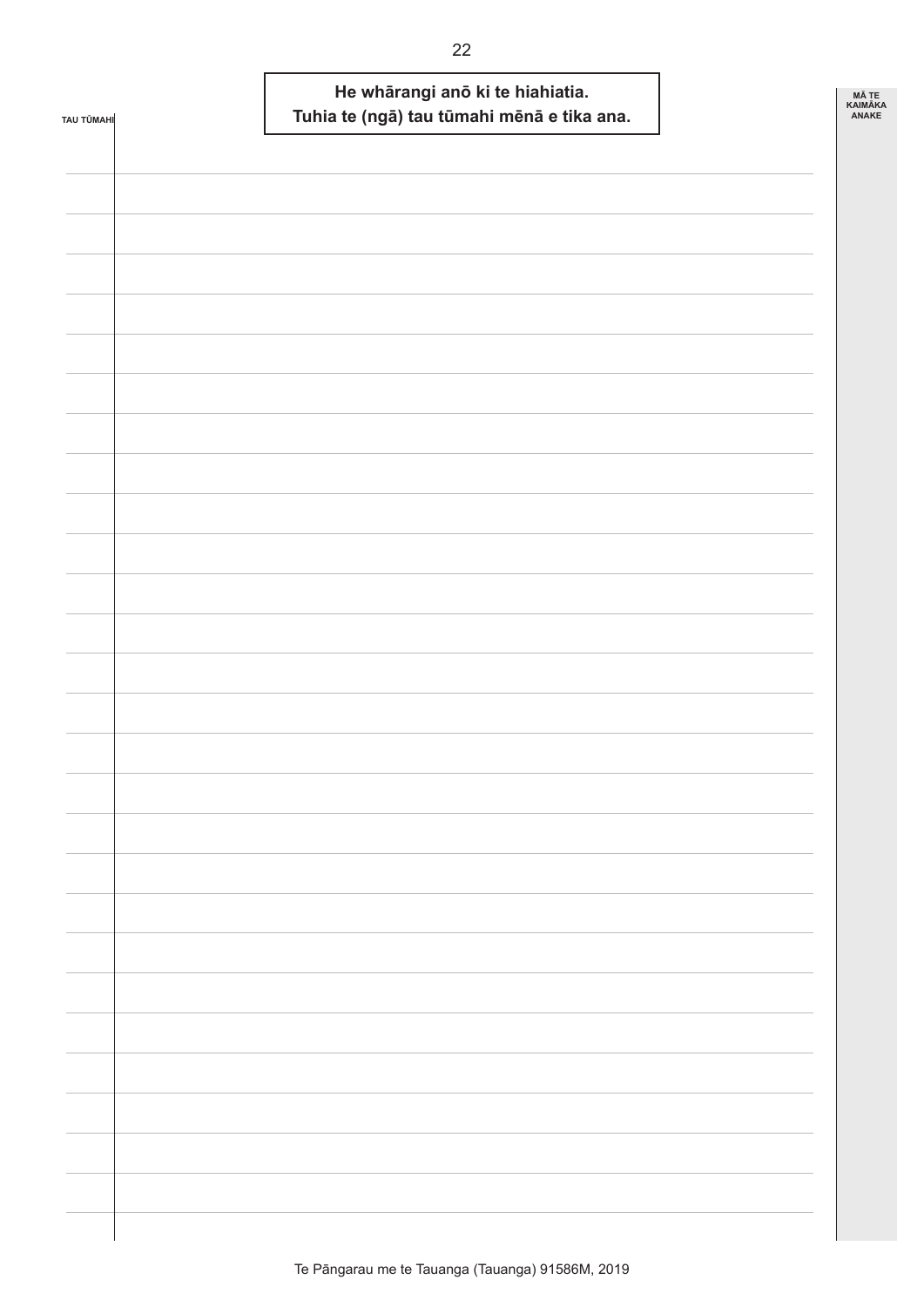**He whārangi anō ki te hiahiatia.**
**Tuhia te (ngā) tau tūmahi mēnā e tika ana.**

TAU TŪMAHI

MĀ TE KAIMĀKA ANAKE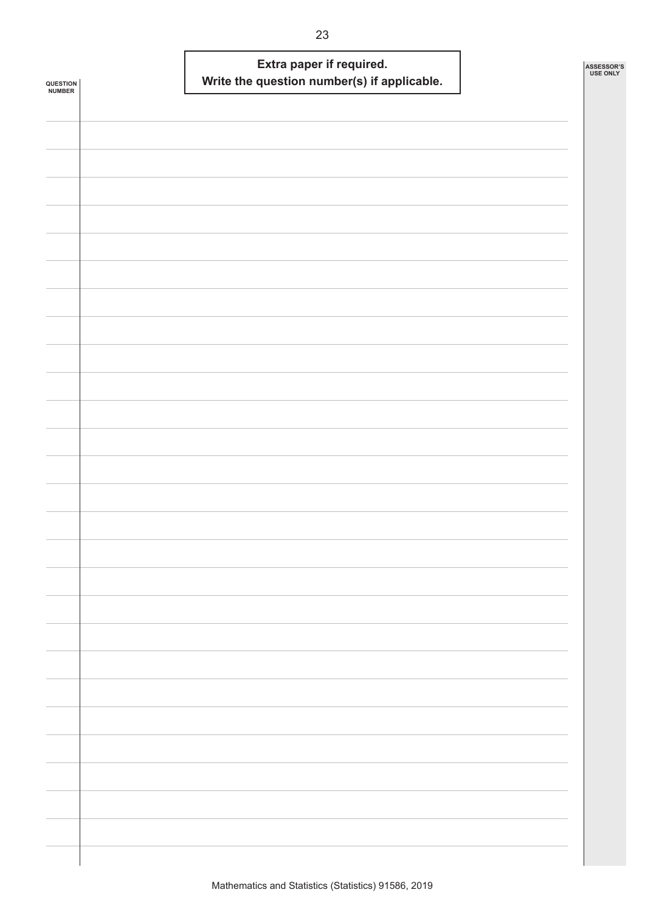**Extra paper if required.**
**Write the question number(s) if applicable.**

QUESTION NUMBER

ASSESSOR'S USE ONLY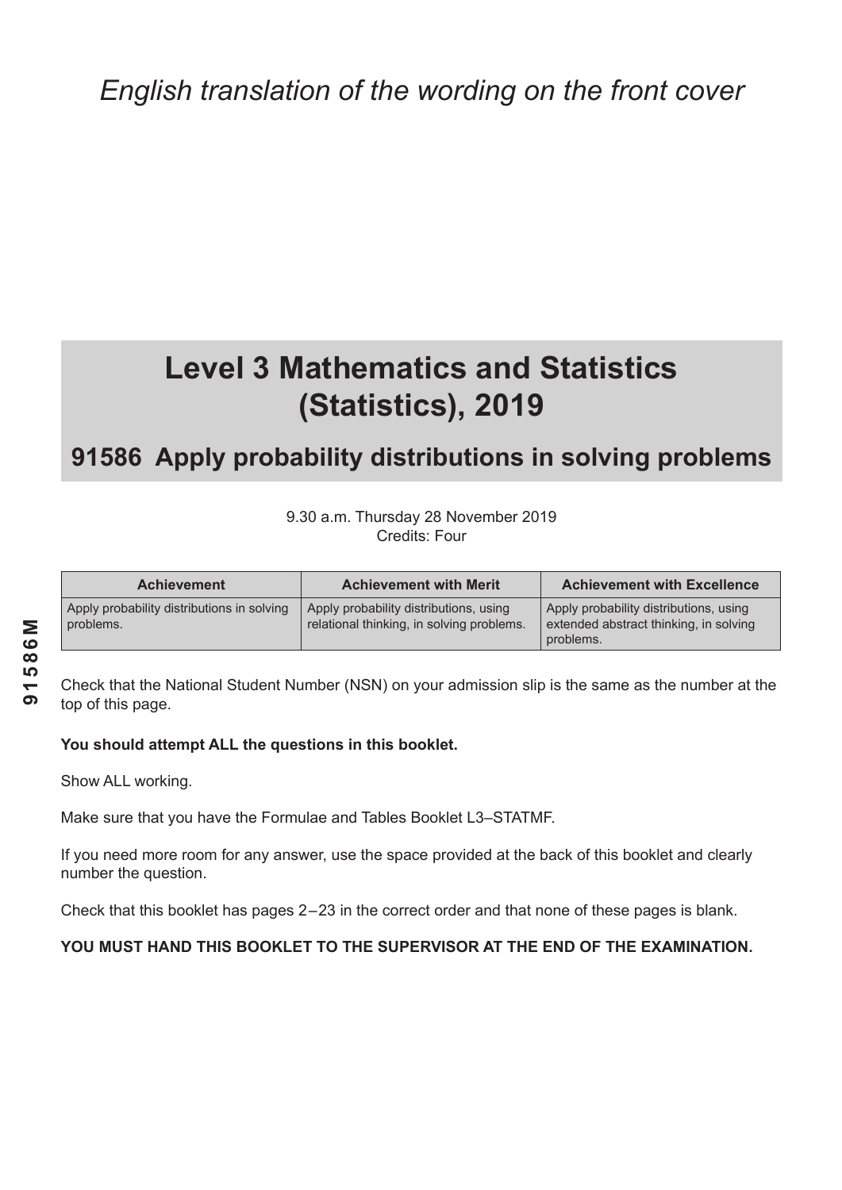*English translation of the wording on the front cover*

# Level 3 Mathematics and Statistics (Statistics), 2019

## 91586 Apply probability distributions in solving problems

9.30 a.m. Thursday 28 November 2019
Credits: Four

| Achievement | Achievement with Merit | Achievement with Excellence |
|---|---|---|
| Apply probability distributions in solving problems. | Apply probability distributions, using relational thinking, in solving problems. | Apply probability distributions, using extended abstract thinking, in solving problems. |

Check that the National Student Number (NSN) on your admission slip is the same as the number at the top of this page.

**You should attempt ALL the questions in this booklet.**

Show ALL working.

Make sure that you have the Formulae and Tables Booklet L3–STATMF.

If you need more room for any answer, use the space provided at the back of this booklet and clearly number the question.

Check that this booklet has pages 2–23 in the correct order and that none of these pages is blank.

**YOU MUST HAND THIS BOOKLET TO THE SUPERVISOR AT THE END OF THE EXAMINATION.**